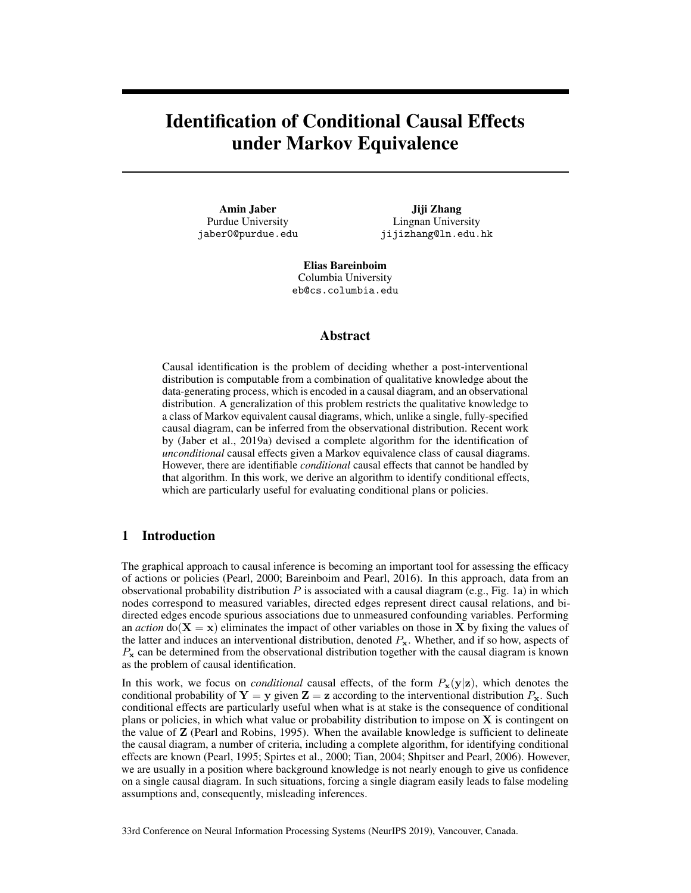# Identification of Conditional Causal Effects under Markov Equivalence

**Amin Jaber**
Purdue University
jaber0@purdue.edu

**Jiji Zhang**
Lingnan University
jijizhang@ln.edu.hk

**Elias Bareinboim**
Columbia University
eb@cs.columbia.edu

## Abstract

Causal identification is the problem of deciding whether a post-interventional distribution is computable from a combination of qualitative knowledge about the data-generating process, which is encoded in a causal diagram, and an observational distribution. A generalization of this problem restricts the qualitative knowledge to a class of Markov equivalent causal diagrams, which, unlike a single, fully-specified causal diagram, can be inferred from the observational distribution. Recent work by (Jaber et al., 2019a) devised a complete algorithm for the identification of *unconditional* causal effects given a Markov equivalence class of causal diagrams. However, there are identifiable *conditional* causal effects that cannot be handled by that algorithm. In this work, we derive an algorithm to identify conditional effects, which are particularly useful for evaluating conditional plans or policies.

## 1 Introduction

The graphical approach to causal inference is becoming an important tool for assessing the efficacy of actions or policies (Pearl, 2000; Bareinboim and Pearl, 2016). In this approach, data from an observational probability distribution $P$ is associated with a causal diagram (e.g., Fig. 1a) in which nodes correspond to measured variables, directed edges represent direct causal relations, and bi-directed edges encode spurious associations due to unmeasured confounding variables. Performing an *action* $\text{do}(\mathbf{X} = \mathbf{x})$ eliminates the impact of other variables on those in $\mathbf{X}$ by fixing the values of the latter and induces an interventional distribution, denoted $P_{\mathbf{x}}$. Whether, and if so how, aspects of $P_{\mathbf{x}}$ can be determined from the observational distribution together with the causal diagram is known as the problem of causal identification.

In this work, we focus on *conditional* causal effects, of the form $P_{\mathbf{x}}(\mathbf{y}|\mathbf{z})$, which denotes the conditional probability of $\mathbf{Y} = \mathbf{y}$ given $\mathbf{Z} = \mathbf{z}$ according to the interventional distribution $P_{\mathbf{x}}$. Such conditional effects are particularly useful when what is at stake is the consequence of conditional plans or policies, in which what value or probability distribution to impose on $\mathbf{X}$ is contingent on the value of $\mathbf{Z}$ (Pearl and Robins, 1995). When the available knowledge is sufficient to delineate the causal diagram, a number of criteria, including a complete algorithm, for identifying conditional effects are known (Pearl, 1995; Spirtes et al., 2000; Tian, 2004; Shpitser and Pearl, 2006). However, we are usually in a position where background knowledge is not nearly enough to give us confidence on a single causal diagram. In such situations, forcing a single diagram easily leads to false modeling assumptions and, consequently, misleading inferences.

33rd Conference on Neural Information Processing Systems (NeurIPS 2019), Vancouver, Canada.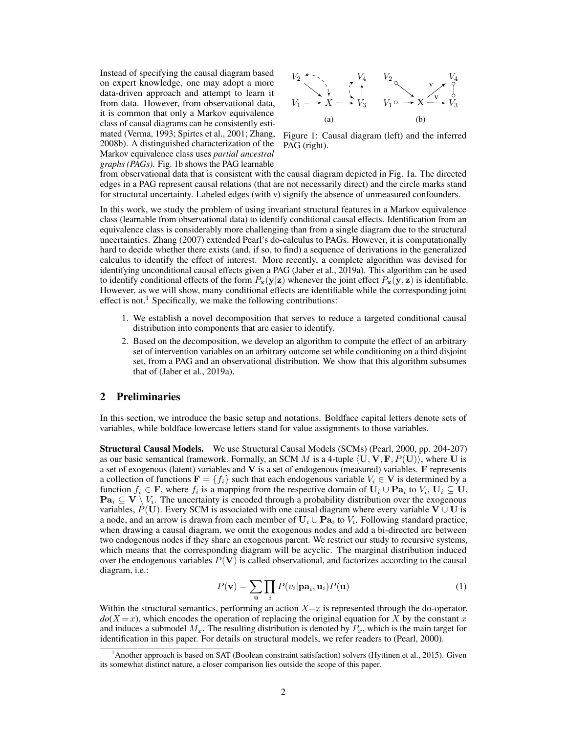Instead of specifying the causal diagram based on expert knowledge, one may adopt a more data-driven approach and attempt to learn it from data. However, from observational data, it is common that only a Markov equivalence class of causal diagrams can be consistently estimated (Verma, 1993; Spirtes et al., 2001; Zhang, 2008b). A distinguished characterization of the Markov equivalence class uses *partial ancestral graphs (PAGs)*. Fig. 1b shows the PAG learnable from observational data that is consistent with the causal diagram depicted in Fig. 1a. The directed edges in a PAG represent causal relations (that are not necessarily direct) and the circle marks stand for structural uncertainty. Labeled edges (with v) signify the absence of unmeasured confounders.

Figure 1: Causal diagram (left) and the inferred PAG (right).

In this work, we study the problem of using invariant structural features in a Markov equivalence class (learnable from observational data) to identify conditional causal effects. Identification from an equivalence class is considerably more challenging than from a single diagram due to the structural uncertainties. Zhang (2007) extended Pearl's do-calculus to PAGs. However, it is computationally hard to decide whether there exists (and, if so, to find) a sequence of derivations in the generalized calculus to identify the effect of interest. More recently, a complete algorithm was devised for identifying unconditional causal effects given a PAG (Jaber et al., 2019a). This algorithm can be used to identify conditional effects of the form $P_{\mathbf{x}}(\mathbf{y}|\mathbf{z})$ whenever the joint effect $P_{\mathbf{x}}(\mathbf{y}, \mathbf{z})$ is identifiable. However, as we will show, many conditional effects are identifiable while the corresponding joint effect is not.[1] Specifically, we make the following contributions:

1. We establish a novel decomposition that serves to reduce a targeted conditional causal distribution into components that are easier to identify.
2. Based on the decomposition, we develop an algorithm to compute the effect of an arbitrary set of intervention variables on an arbitrary outcome set while conditioning on a third disjoint set, from a PAG and an observational distribution. We show that this algorithm subsumes that of (Jaber et al., 2019a).

## 2 Preliminaries

In this section, we introduce the basic setup and notations. Boldface capital letters denote sets of variables, while boldface lowercase letters stand for value assignments to those variables.

**Structural Causal Models.** We use Structural Causal Models (SCMs) (Pearl, 2000, pp. 204-207) as our basic semantical framework. Formally, an SCM $M$ is a 4-tuple $\langle \mathbf{U}, \mathbf{V}, \mathbf{F}, P(\mathbf{U}) \rangle$, where $\mathbf{U}$ is a set of exogenous (latent) variables and $\mathbf{V}$ is a set of endogenous (measured) variables. $\mathbf{F}$ represents a collection of functions $\mathbf{F} = \{f_i\}$ such that each endogenous variable $V_i \in \mathbf{V}$ is determined by a function $f_i \in \mathbf{F}$, where $f_i$ is a mapping from the respective domain of $\mathbf{U}_i \cup \mathbf{Pa}_i$ to $V_i$, $\mathbf{U}_i \subseteq \mathbf{U}$, $\mathbf{Pa}_i \subseteq \mathbf{V} \setminus V_i$. The uncertainty is encoded through a probability distribution over the exogenous variables, $P(\mathbf{U})$. Every SCM is associated with one causal diagram where every variable $\mathbf{V} \cup \mathbf{U}$ is a node, and an arrow is drawn from each member of $\mathbf{U}_i \cup \mathbf{Pa}_i$ to $V_i$. Following standard practice, when drawing a causal diagram, we omit the exogenous nodes and add a bi-directed arc between two endogenous nodes if they share an exogenous parent. We restrict our study to recursive systems, which means that the corresponding diagram will be acyclic. The marginal distribution induced over the endogenous variables $P(\mathbf{V})$ is called observational, and factorizes according to the causal diagram, i.e.:

$$P(\mathbf{v}) = \sum_{\mathbf{u}} \prod_{i} P(v_i | \mathbf{pa}_i, \mathbf{u}_i) P(\mathbf{u}) \tag{1}$$

Within the structural semantics, performing an action $X{=}x$ is represented through the do-operator, $do(X{=}x)$, which encodes the operation of replacing the original equation for $X$ by the constant $x$ and induces a submodel $M_x$. The resulting distribution is denoted by $P_x$, which is the main target for identification in this paper. For details on structural models, we refer readers to (Pearl, 2000).

[1] Another approach is based on SAT (Boolean constraint satisfaction) solvers (Hyttinen et al., 2015). Given its somewhat distinct nature, a closer comparison lies outside the scope of this paper.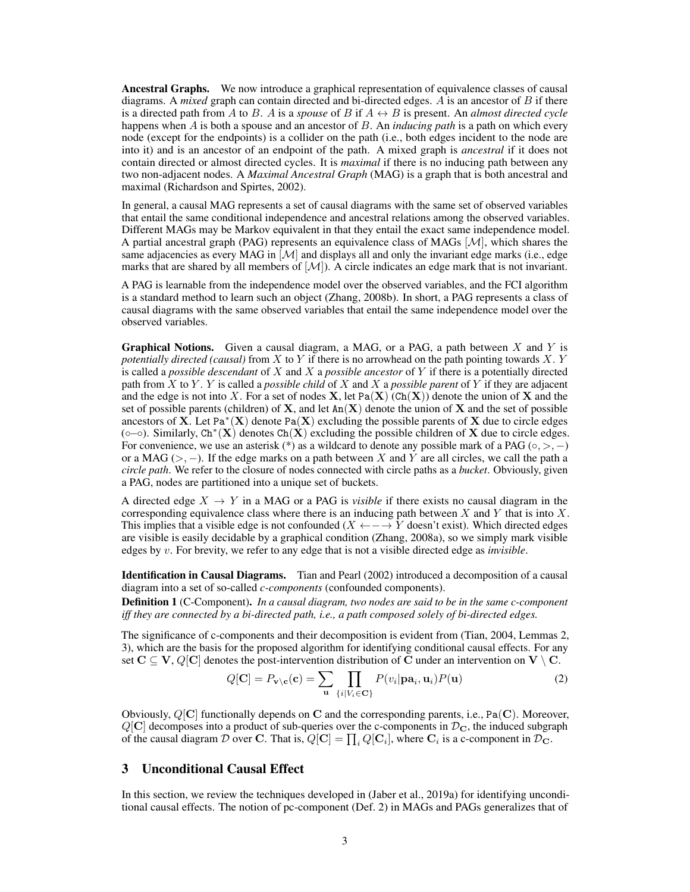**Ancestral Graphs.** We now introduce a graphical representation of equivalence classes of causal diagrams. A *mixed* graph can contain directed and bi-directed edges. $A$ is an ancestor of $B$ if there is a directed path from $A$ to $B$. $A$ is a *spouse* of $B$ if $A \leftrightarrow B$ is present. An *almost directed cycle* happens when $A$ is both a spouse and an ancestor of $B$. An *inducing path* is a path on which every node (except for the endpoints) is a collider on the path (i.e., both edges incident to the node are into it) and is an ancestor of an endpoint of the path. A mixed graph is *ancestral* if it does not contain directed or almost directed cycles. It is *maximal* if there is no inducing path between any two non-adjacent nodes. A *Maximal Ancestral Graph* (MAG) is a graph that is both ancestral and maximal (Richardson and Spirtes, 2002).

In general, a causal MAG represents a set of causal diagrams with the same set of observed variables that entail the same conditional independence and ancestral relations among the observed variables. Different MAGs may be Markov equivalent in that they entail the exact same independence model. A partial ancestral graph (PAG) represents an equivalence class of MAGs $[\mathcal{M}]$, which shares the same adjacencies as every MAG in $[\mathcal{M}]$ and displays all and only the invariant edge marks (i.e., edge marks that are shared by all members of $[\mathcal{M}]$). A circle indicates an edge mark that is not invariant.

A PAG is learnable from the independence model over the observed variables, and the FCI algorithm is a standard method to learn such an object (Zhang, 2008b). In short, a PAG represents a class of causal diagrams with the same observed variables that entail the same independence model over the observed variables.

**Graphical Notions.** Given a causal diagram, a MAG, or a PAG, a path between $X$ and $Y$ is *potentially directed (causal)* from $X$ to $Y$ if there is no arrowhead on the path pointing towards $X$. $Y$ is called a *possible descendant* of $X$ and $X$ a *possible ancestor* of $Y$ if there is a potentially directed path from $X$ to $Y$. $Y$ is called a *possible child* of $X$ and $X$ a *possible parent* of $Y$ if they are adjacent and the edge is not into $X$. For a set of nodes $\mathbf{X}$, let $\texttt{Pa}(\mathbf{X})$ ($\texttt{Ch}(\mathbf{X})$) denote the union of $\mathbf{X}$ and the set of possible parents (children) of $\mathbf{X}$, and let $\texttt{An}(\mathbf{X})$ denote the union of $\mathbf{X}$ and the set of possible ancestors of $\mathbf{X}$. Let $\texttt{Pa}^*(\mathbf{X})$ denote $\texttt{Pa}(\mathbf{X})$ excluding the possible parents of $\mathbf{X}$ due to circle edges ($\circ\!\!-\!\!\circ$). Similarly, $\texttt{Ch}^*(\mathbf{X})$ denotes $\texttt{Ch}(\mathbf{X})$ excluding the possible children of $\mathbf{X}$ due to circle edges. For convenience, we use an asterisk (*) as a wildcard to denote any possible mark of a PAG ($\circ, >, -$) or a MAG ($>, -$). If the edge marks on a path between $X$ and $Y$ are all circles, we call the path a *circle path*. We refer to the closure of nodes connected with circle paths as a *bucket*. Obviously, given a PAG, nodes are partitioned into a unique set of buckets.

A directed edge $X \rightarrow Y$ in a MAG or a PAG is *visible* if there exists no causal diagram in the corresponding equivalence class where there is an inducing path between $X$ and $Y$ that is into $X$. This implies that a visible edge is not confounded ($X \leftarrow\!\!-\!\!-\!\!\rightarrow Y$ doesn't exist). Which directed edges are visible is easily decidable by a graphical condition (Zhang, 2008a), so we simply mark visible edges by $v$. For brevity, we refer to any edge that is not a visible directed edge as *invisible*.

**Identification in Causal Diagrams.** Tian and Pearl (2002) introduced a decomposition of a causal diagram into a set of so-called *c-components* (confounded components).

**Definition 1** (C-Component). *In a causal diagram, two nodes are said to be in the same c-component iff they are connected by a bi-directed path, i.e., a path composed solely of bi-directed edges.*

The significance of c-components and their decomposition is evident from (Tian, 2004, Lemmas 2, 3), which are the basis for the proposed algorithm for identifying conditional causal effects. For any set $\mathbf{C} \subseteq \mathbf{V}$, $Q[\mathbf{C}]$ denotes the post-intervention distribution of $\mathbf{C}$ under an intervention on $\mathbf{V} \setminus \mathbf{C}$.

$$Q[\mathbf{C}] = P_{\mathbf{v} \setminus \mathbf{c}}(\mathbf{c}) = \sum_{\mathbf{u}} \prod_{\{i | V_i \in \mathbf{C}\}} P(v_i | \mathbf{pa}_i, \mathbf{u}_i) P(\mathbf{u}) \tag{2}$$

Obviously, $Q[\mathbf{C}]$ functionally depends on $\mathbf{C}$ and the corresponding parents, i.e., $\texttt{Pa}(\mathbf{C})$. Moreover, $Q[\mathbf{C}]$ decomposes into a product of sub-queries over the c-components in $\mathcal{D}_{\mathbf{C}}$, the induced subgraph of the causal diagram $\mathcal{D}$ over $\mathbf{C}$. That is, $Q[\mathbf{C}] = \prod_i Q[\mathbf{C}_i]$, where $\mathbf{C}_i$ is a c-component in $\mathcal{D}_{\mathbf{C}}$.

## 3 Unconditional Causal Effect

In this section, we review the techniques developed in (Jaber et al., 2019a) for identifying unconditional causal effects. The notion of pc-component (Def. 2) in MAGs and PAGs generalizes that of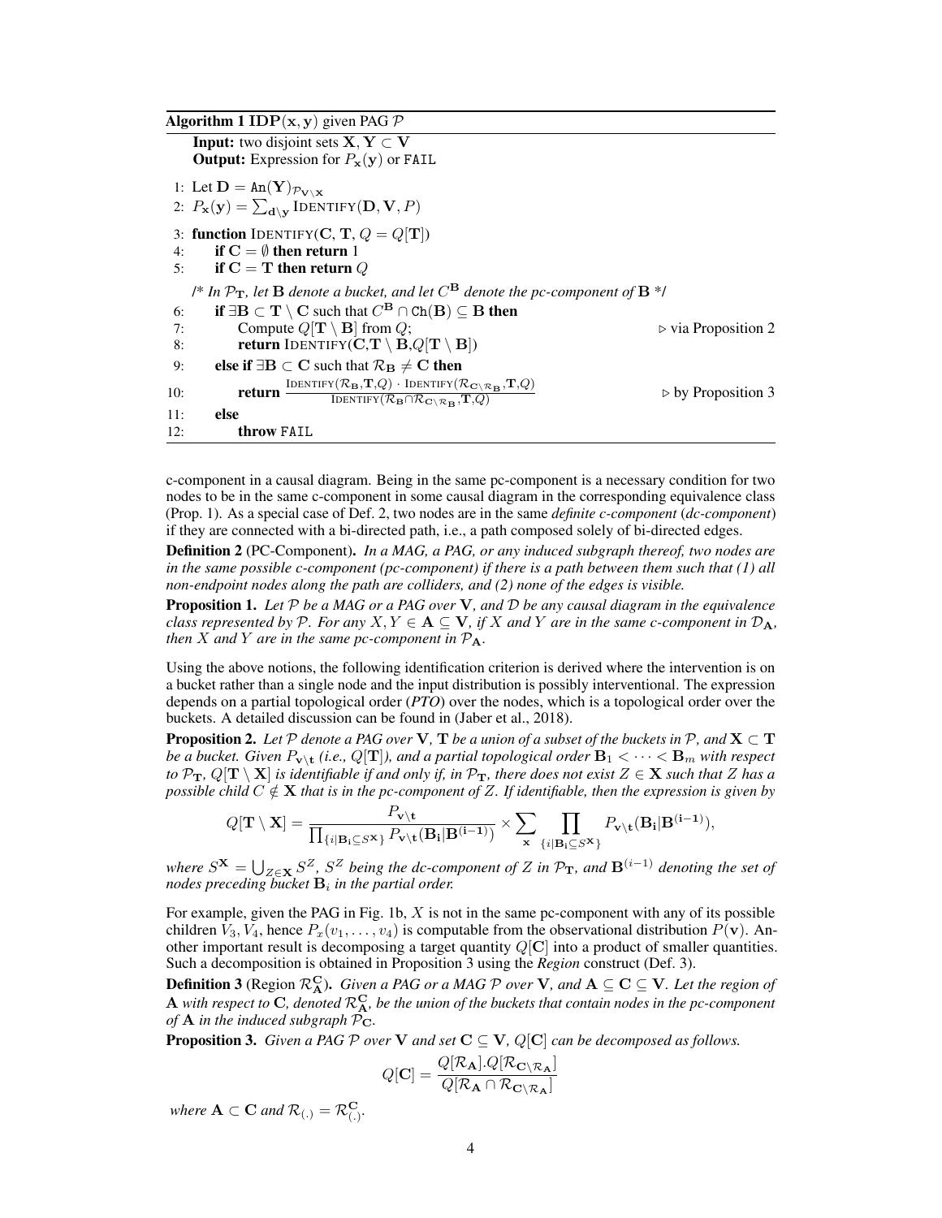**Algorithm 1** $\mathbf{IDP}(\mathbf{x}, \mathbf{y})$ given PAG $\mathcal{P}$

**Input:** two disjoint sets $\mathbf{X}, \mathbf{Y} \subset \mathbf{V}$
**Output:** Expression for $P_{\mathbf{x}}(\mathbf{y})$ or FAIL

```
1: Let D = An(Y)_{P_{V\X}}
2: P_x(y) = Σ_{d\y} IDENTIFY(D, V, P)
3: function IDENTIFY(C, T, Q = Q[T])
4:     if C = ∅ then return 1
5:     if C = T then return Q
   /* In P_T, let B denote a bucket, and let C^B denote the pc-component of B */
6:     if ∃B ⊂ T \ C such that C^B ∩ Ch(B) ⊆ B then
7:         Compute Q[T \ B] from Q;                                   ▷ via Proposition 2
8:         return IDENTIFY(C, T \ B, Q[T \ B])
9:     else if ∃B ⊂ C such that R_B ≠ C then
10:        return IDENTIFY(R_B,T,Q) · IDENTIFY(R_{C\R_B},T,Q) / IDENTIFY(R_B ∩ R_{C\R_B},T,Q)   ▷ by Proposition 3
11:    else
12:        throw FAIL
```

c-component in a causal diagram. Being in the same pc-component is a necessary condition for two nodes to be in the same c-component in some causal diagram in the corresponding equivalence class (Prop. 1). As a special case of Def. 2, two nodes are in the same *definite c-component* (*dc-component*) if they are connected with a bi-directed path, i.e., a path composed solely of bi-directed edges.

**Definition 2** (PC-Component). *In a MAG, a PAG, or any induced subgraph thereof, two nodes are in the same possible c-component (pc-component) if there is a path between them such that (1) all non-endpoint nodes along the path are colliders, and (2) none of the edges is visible.*

**Proposition 1.** *Let $\mathcal{P}$ be a MAG or a PAG over $\mathbf{V}$, and $\mathcal{D}$ be any causal diagram in the equivalence class represented by $\mathcal{P}$. For any $X, Y \in \mathbf{A} \subseteq \mathbf{V}$, if $X$ and $Y$ are in the same c-component in $\mathcal{D}_{\mathbf{A}}$, then $X$ and $Y$ are in the same pc-component in $\mathcal{P}_{\mathbf{A}}$.*

Using the above notions, the following identification criterion is derived where the intervention is on a bucket rather than a single node and the input distribution is possibly interventional. The expression depends on a partial topological order (*PTO*) over the nodes, which is a topological order over the buckets. A detailed discussion can be found in (Jaber et al., 2018).

**Proposition 2.** *Let $\mathcal{P}$ denote a PAG over $\mathbf{V}$, $\mathbf{T}$ be a union of a subset of the buckets in $\mathcal{P}$, and $\mathbf{X} \subset \mathbf{T}$ be a bucket. Given $P_{\mathbf{v}\setminus\mathbf{t}}$ (i.e., $Q[\mathbf{T}]$), and a partial topological order $\mathbf{B}_1 < \cdots < \mathbf{B}_m$ with respect to $\mathcal{P}_{\mathbf{T}}$, $Q[\mathbf{T} \setminus \mathbf{X}]$ is identifiable if and only if, in $\mathcal{P}_{\mathbf{T}}$, there does not exist $Z \in \mathbf{X}$ such that $Z$ has a possible child $C \notin \mathbf{X}$ that is in the pc-component of $Z$. If identifiable, then the expression is given by*

$$Q[\mathbf{T} \setminus \mathbf{X}] = \frac{P_{\mathbf{v}\setminus\mathbf{t}}}{\prod_{\{i|\mathbf{B_i} \subseteq S^{\mathbf{X}}\}} P_{\mathbf{v}\setminus\mathbf{t}}(\mathbf{B_i}|\mathbf{B^{(i-1)}})} \times \sum_{\mathbf{x}} \prod_{\{i|\mathbf{B_i} \subseteq S^{\mathbf{X}}\}} P_{\mathbf{v}\setminus\mathbf{t}}(\mathbf{B_i}|\mathbf{B^{(i-1)}}),$$

*where $S^{\mathbf{X}} = \bigcup_{Z \in \mathbf{X}} S^Z$, $S^Z$ being the dc-component of $Z$ in $\mathcal{P}_{\mathbf{T}}$, and $\mathbf{B}^{(i-1)}$ denoting the set of nodes preceding bucket $\mathbf{B}_i$ in the partial order.*

For example, given the PAG in Fig. 1b, $X$ is not in the same pc-component with any of its possible children $V_3, V_4$, hence $P_x(v_1, \ldots, v_4)$ is computable from the observational distribution $P(\mathbf{v})$. Another important result is decomposing a target quantity $Q[\mathbf{C}]$ into a product of smaller quantities. Such a decomposition is obtained in Proposition 3 using the *Region* construct (Def. 3).

**Definition 3** (Region $\mathcal{R}^{\mathbf{C}}_{\mathbf{A}}$). *Given a PAG or a MAG $\mathcal{P}$ over $\mathbf{V}$, and $\mathbf{A} \subseteq \mathbf{C} \subseteq \mathbf{V}$. Let the region of $\mathbf{A}$ with respect to $\mathbf{C}$, denoted $\mathcal{R}^{\mathbf{C}}_{\mathbf{A}}$, be the union of the buckets that contain nodes in the pc-component of $\mathbf{A}$ in the induced subgraph $\mathcal{P}_{\mathbf{C}}$.*

**Proposition 3.** *Given a PAG $\mathcal{P}$ over $\mathbf{V}$ and set $\mathbf{C} \subseteq \mathbf{V}$, $Q[\mathbf{C}]$ can be decomposed as follows.*

$$Q[\mathbf{C}] = \frac{Q[\mathcal{R}_{\mathbf{A}}].Q[\mathcal{R}_{\mathbf{C}\setminus\mathcal{R}_{\mathbf{A}}}]}{Q[\mathcal{R}_{\mathbf{A}} \cap \mathcal{R}_{\mathbf{C}\setminus\mathcal{R}_{\mathbf{A}}}]}$$

*where $\mathbf{A} \subset \mathbf{C}$ and $\mathcal{R}_{(.)} = \mathcal{R}^{\mathbf{C}}_{(.)}$.*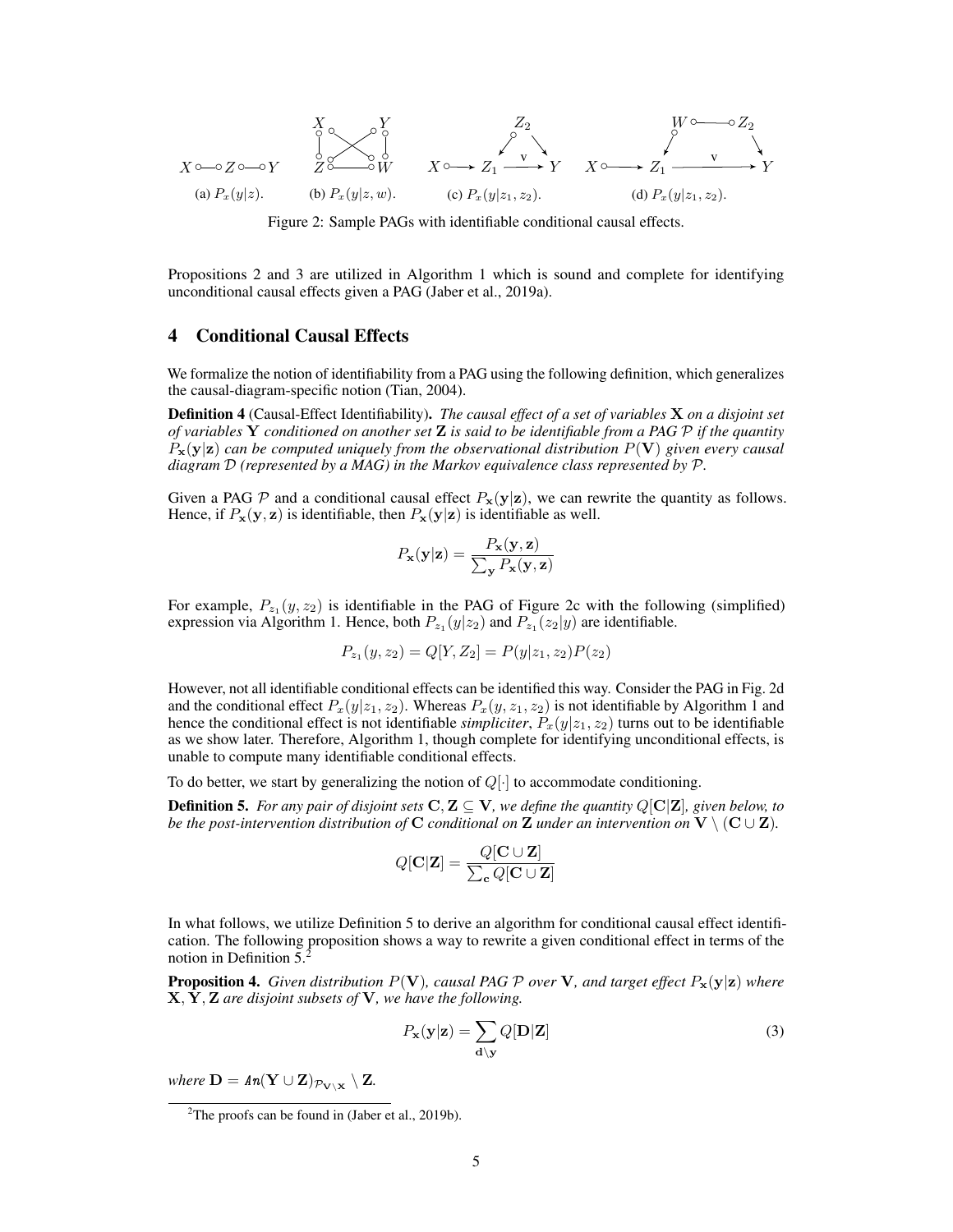(a) $P_x(y|z)$. (b) $P_x(y|z, w)$. (c) $P_x(y|z_1, z_2)$. (d) $P_x(y|z_1, z_2)$.

Figure 2: Sample PAGs with identifiable conditional causal effects.

Propositions 2 and 3 are utilized in Algorithm 1 which is sound and complete for identifying unconditional causal effects given a PAG (Jaber et al., 2019a).

## 4 Conditional Causal Effects

We formalize the notion of identifiability from a PAG using the following definition, which generalizes the causal-diagram-specific notion (Tian, 2004).

**Definition 4** (Causal-Effect Identifiability). *The causal effect of a set of variables* $\mathbf{X}$ *on a disjoint set of variables* $\mathbf{Y}$ *conditioned on another set* $\mathbf{Z}$ *is said to be identifiable from a PAG* $\mathcal{P}$ *if the quantity* $P_{\mathbf{x}}(\mathbf{y}|\mathbf{z})$ *can be computed uniquely from the observational distribution* $P(\mathbf{V})$ *given every causal diagram* $\mathcal{D}$ *(represented by a MAG) in the Markov equivalence class represented by* $\mathcal{P}$.

Given a PAG $\mathcal{P}$ and a conditional causal effect $P_{\mathbf{x}}(\mathbf{y}|\mathbf{z})$, we can rewrite the quantity as follows. Hence, if $P_{\mathbf{x}}(\mathbf{y}, \mathbf{z})$ is identifiable, then $P_{\mathbf{x}}(\mathbf{y}|\mathbf{z})$ is identifiable as well.

$$P_{\mathbf{x}}(\mathbf{y}|\mathbf{z}) = \frac{P_{\mathbf{x}}(\mathbf{y}, \mathbf{z})}{\sum_{\mathbf{y}} P_{\mathbf{x}}(\mathbf{y}, \mathbf{z})}$$

For example, $P_{z_1}(y, z_2)$ is identifiable in the PAG of Figure 2c with the following (simplified) expression via Algorithm 1. Hence, both $P_{z_1}(y|z_2)$ and $P_{z_1}(z_2|y)$ are identifiable.

$$P_{z_1}(y, z_2) = Q[Y, Z_2] = P(y|z_1, z_2)P(z_2)$$

However, not all identifiable conditional effects can be identified this way. Consider the PAG in Fig. 2d and the conditional effect $P_x(y|z_1, z_2)$. Whereas $P_x(y, z_1, z_2)$ is not identifiable by Algorithm 1 and hence the conditional effect is not identifiable *simpliciter*, $P_x(y|z_1, z_2)$ turns out to be identifiable as we show later. Therefore, Algorithm 1, though complete for identifying unconditional effects, is unable to compute many identifiable conditional effects.

To do better, we start by generalizing the notion of $Q[\cdot]$ to accommodate conditioning.

**Definition 5.** *For any pair of disjoint sets* $\mathbf{C}, \mathbf{Z} \subseteq \mathbf{V}$*, we define the quantity* $Q[\mathbf{C}|\mathbf{Z}]$*, given below, to be the post-intervention distribution of* $\mathbf{C}$ *conditional on* $\mathbf{Z}$ *under an intervention on* $\mathbf{V} \setminus (\mathbf{C} \cup \mathbf{Z})$.

$$Q[\mathbf{C}|\mathbf{Z}] = \frac{Q[\mathbf{C} \cup \mathbf{Z}]}{\sum_{\mathbf{c}} Q[\mathbf{C} \cup \mathbf{Z}]}$$

In what follows, we utilize Definition 5 to derive an algorithm for conditional causal effect identification. The following proposition shows a way to rewrite a given conditional effect in terms of the notion in Definition 5.[2]

**Proposition 4.** *Given distribution* $P(\mathbf{V})$*, causal PAG* $\mathcal{P}$ *over* $\mathbf{V}$*, and target effect* $P_{\mathbf{x}}(\mathbf{y}|\mathbf{z})$ *where* $\mathbf{X}, \mathbf{Y}, \mathbf{Z}$ *are disjoint subsets of* $\mathbf{V}$*, we have the following.*

$$P_{\mathbf{x}}(\mathbf{y}|\mathbf{z}) = \sum_{\mathbf{d} \setminus \mathbf{y}} Q[\mathbf{D}|\mathbf{Z}] \tag{3}$$

*where* $\mathbf{D} = An(\mathbf{Y} \cup \mathbf{Z})_{\mathcal{P}_{\mathbf{V} \setminus \mathbf{X}}} \setminus \mathbf{Z}$.

[2] The proofs can be found in (Jaber et al., 2019b).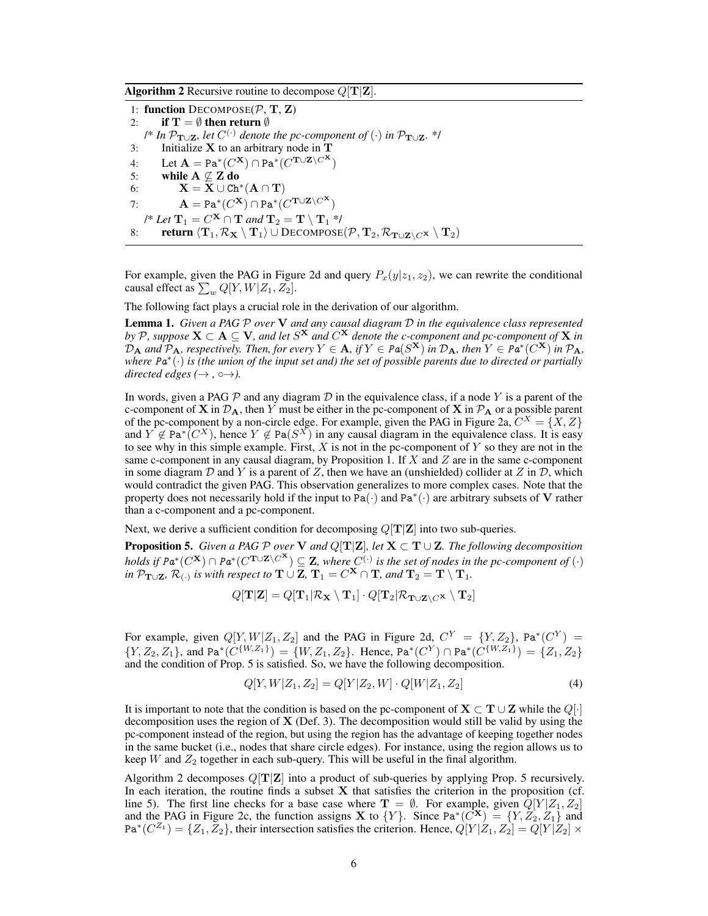**Algorithm 2** Recursive routine to decompose $Q[\mathbf{T}|\mathbf{Z}]$.

```
1: function DECOMPOSE(P, T, Z)
2:     if T = ∅ then return ∅
   /* In P_{T∪Z}, let C^(·) denote the pc-component of (·) in P_{T∪Z}. */
3:     Initialize X to an arbitrary node in T
4:     Let A = Pa*(C^X) ∩ Pa*(C^{T∪Z \ C^X})
5:     while A ⊈ Z do
6:         X = X ∪ Ch*(A ∩ T)
7:         A = Pa*(C^X) ∩ Pa*(C^{T∪Z \ C^X})
   /* Let T_1 = C^X ∩ T and T_2 = T \ T_1 */
8:     return ⟨T_1, R_X \ T_1⟩ ∪ DECOMPOSE(P, T_2, R_{T∪Z \ C^X} \ T_2)
```

For example, given the PAG in Figure 2d and query $P_x(y|z_1, z_2)$, we can rewrite the conditional causal effect as $\sum_w Q[Y, W|Z_1, Z_2]$.

The following fact plays a crucial role in the derivation of our algorithm.

**Lemma 1.** *Given a PAG $\mathcal{P}$ over $\mathbf{V}$ and any causal diagram $\mathcal{D}$ in the equivalence class represented by $\mathcal{P}$, suppose $\mathbf{X} \subset \mathbf{A} \subseteq \mathbf{V}$, and let $S^{\mathbf{X}}$ and $C^{\mathbf{X}}$ denote the c-component and pc-component of $\mathbf{X}$ in $\mathcal{D}_{\mathbf{A}}$ and $\mathcal{P}_{\mathbf{A}}$, respectively. Then, for every $Y \in \mathbf{A}$, if $Y \in \mathit{Pa}(S^{\mathbf{X}})$ in $\mathcal{D}_{\mathbf{A}}$, then $Y \in \mathit{Pa}^*(C^{\mathbf{X}})$ in $\mathcal{P}_{\mathbf{A}}$, where $\mathit{Pa}^*(\cdot)$ is (the union of the input set and) the set of possible parents due to directed or partially directed edges ($\rightarrow$, $\circ\!\!\rightarrow$).*

In words, given a PAG $\mathcal{P}$ and any diagram $\mathcal{D}$ in the equivalence class, if a node $Y$ is a parent of the c-component of $\mathbf{X}$ in $\mathcal{D}_{\mathbf{A}}$, then $Y$ must be either in the pc-component of $\mathbf{X}$ in $\mathcal{P}_{\mathbf{A}}$ or a possible parent of the pc-component by a non-circle edge. For example, given the PAG in Figure 2a, $C^X = \{X, Z\}$ and $Y \notin \mathtt{Pa}^*(C^X)$, hence $Y \notin \mathtt{Pa}(S^X)$ in any causal diagram in the equivalence class. It is easy to see why in this simple example. First, $X$ is not in the pc-component of $Y$ so they are not in the same c-component in any causal diagram, by Proposition 1. If $X$ and $Z$ are in the same c-component in some diagram $\mathcal{D}$ and $Y$ is a parent of $Z$, then we have an (unshielded) collider at $Z$ in $\mathcal{D}$, which would contradict the given PAG. This observation generalizes to more complex cases. Note that the property does not necessarily hold if the input to $\mathtt{Pa}(\cdot)$ and $\mathtt{Pa}^*(\cdot)$ are arbitrary subsets of $\mathbf{V}$ rather than a c-component and a pc-component.

Next, we derive a sufficient condition for decomposing $Q[\mathbf{T}|\mathbf{Z}]$ into two sub-queries.

**Proposition 5.** *Given a PAG $\mathcal{P}$ over $\mathbf{V}$ and $Q[\mathbf{T}|\mathbf{Z}]$, let $\mathbf{X} \subset \mathbf{T} \cup \mathbf{Z}$. The following decomposition holds if $\mathit{Pa}^*(C^{\mathbf{X}}) \cap \mathit{Pa}^*(C^{\mathbf{T} \cup \mathbf{Z} \setminus C^{\mathbf{X}}}) \subseteq \mathbf{Z}$, where $C^{(\cdot)}$ is the set of nodes in the pc-component of $(\cdot)$ in $\mathcal{P}_{\mathbf{T} \cup \mathbf{Z}}$, $\mathcal{R}_{(\cdot)}$ is with respect to $\mathbf{T} \cup \mathbf{Z}$, $\mathbf{T}_1 = C^{\mathbf{X}} \cap \mathbf{T}$, and $\mathbf{T}_2 = \mathbf{T} \setminus \mathbf{T}_1$.*

$$Q[\mathbf{T}|\mathbf{Z}] = Q[\mathbf{T}_1|\mathcal{R}_{\mathbf{X}} \setminus \mathbf{T}_1] \cdot Q[\mathbf{T}_2|\mathcal{R}_{\mathbf{T} \cup \mathbf{Z} \setminus C^{\mathbf{X}}} \setminus \mathbf{T}_2]$$

For example, given $Q[Y, W|Z_1, Z_2]$ and the PAG in Figure 2d, $C^Y = \{Y, Z_2\}$, $\mathtt{Pa}^*(C^Y) = \{Y, Z_2, Z_1\}$, and $\mathtt{Pa}^*(C^{\{W, Z_1\}}) = \{W, Z_1, Z_2\}$. Hence, $\mathtt{Pa}^*(C^Y) \cap \mathtt{Pa}^*(C^{\{W, Z_1\}}) = \{Z_1, Z_2\}$ and the condition of Prop. 5 is satisfied. So, we have the following decomposition.

$$Q[Y, W|Z_1, Z_2] = Q[Y|Z_2, W] \cdot Q[W|Z_1, Z_2] \tag{4}$$

It is important to note that the condition is based on the pc-component of $\mathbf{X} \subset \mathbf{T} \cup \mathbf{Z}$ while the $Q[\cdot]$ decomposition uses the region of $\mathbf{X}$ (Def. 3). The decomposition would still be valid by using the pc-component instead of the region, but using the region has the advantage of keeping together nodes in the same bucket (i.e., nodes that share circle edges). For instance, using the region allows us to keep $W$ and $Z_2$ together in each sub-query. This will be useful in the final algorithm.

Algorithm 2 decomposes $Q[\mathbf{T}|\mathbf{Z}]$ into a product of sub-queries by applying Prop. 5 recursively. In each iteration, the routine finds a subset $\mathbf{X}$ that satisfies the criterion in the proposition (cf. line 5). The first line checks for a base case where $\mathbf{T} = \emptyset$. For example, given $Q[Y|Z_1, Z_2]$ and the PAG in Figure 2c, the function assigns $\mathbf{X}$ to $\{Y\}$. Since $\mathtt{Pa}^*(C^{\mathbf{X}}) = \{Y, Z_2, Z_1\}$ and $\mathtt{Pa}^*(C^{Z_1}) = \{Z_1, Z_2\}$, their intersection satisfies the criterion. Hence, $Q[Y|Z_1, Z_2] = Q[Y|Z_2] \times$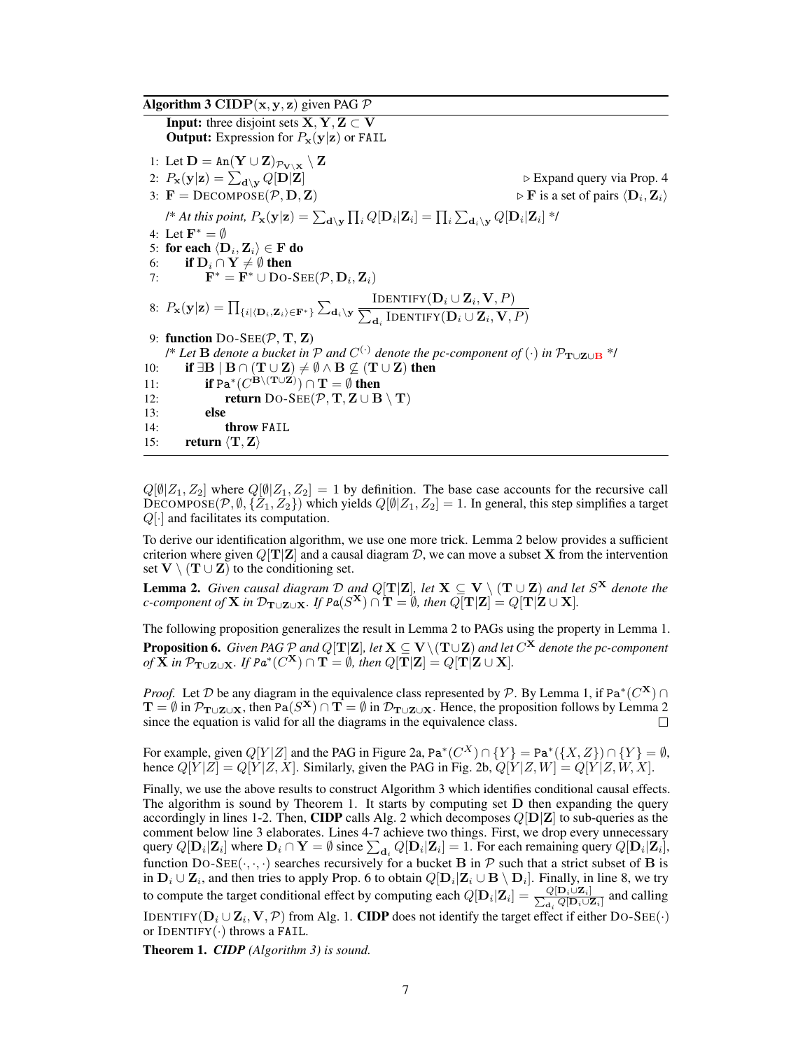**Algorithm 3** $\mathbf{CIDP}(\mathbf{x}, \mathbf{y}, \mathbf{z})$ given PAG $\mathcal{P}$

**Input:** three disjoint sets $\mathbf{X}, \mathbf{Y}, \mathbf{Z} \subset \mathbf{V}$
**Output:** Expression for $P_{\mathbf{x}}(\mathbf{y}|\mathbf{z})$ or FAIL

```
1: Let D = An(Y ∪ Z)_{P_{V\X}} \ Z
2: P_x(y|z) = Σ_{d\y} Q[D|Z]                                   ▷ Expand query via Prop. 4
3: F = DECOMPOSE(P, D, Z)                                      ▷ F is a set of pairs ⟨D_i, Z_i⟩
   /* At this point, P_x(y|z) = Σ_{d\y} Π_i Q[D_i|Z_i] = Π_i Σ_{d_i\y} Q[D_i|Z_i] */
4: Let F* = ∅
5: for each ⟨D_i, Z_i⟩ ∈ F do
6:     if D_i ∩ Y ≠ ∅ then
7:         F* = F* ∪ DO-SEE(P, D_i, Z_i)
8: P_x(y|z) = Π_{i|⟨D_i,Z_i⟩∈F*} Σ_{d_i\y} IDENTIFY(D_i ∪ Z_i, V, P) / Σ_{d_i} IDENTIFY(D_i ∪ Z_i, V, P)
9: function DO-SEE(P, T, Z)
   /* Let B denote a bucket in P and C^(·) denote the pc-component of (·) in P_{T∪Z∪B} */
10:    if ∃B | B ∩ (T ∪ Z) ≠ ∅ ∧ B ⊈ (T ∪ Z) then
11:        if Pa*(C^{B\(T∪Z)}) ∩ T = ∅ then
12:            return DO-SEE(P, T, Z ∪ B \ T)
13:        else
14:            throw FAIL
15:    return ⟨T, Z⟩
```

$Q[\emptyset|Z_1, Z_2]$ where $Q[\emptyset|Z_1, Z_2] = 1$ by definition. The base case accounts for the recursive call $\textsc{Decompose}(\mathcal{P}, \emptyset, \{Z_1, Z_2\})$ which yields $Q[\emptyset|Z_1, Z_2] = 1$. In general, this step simplifies a target $Q[\cdot]$ and facilitates its computation.

To derive our identification algorithm, we use one more trick. Lemma 2 below provides a sufficient criterion where given $Q[\mathbf{T}|\mathbf{Z}]$ and a causal diagram $\mathcal{D}$, we can move a subset $\mathbf{X}$ from the intervention set $\mathbf{V} \setminus (\mathbf{T} \cup \mathbf{Z})$ to the conditioning set.

**Lemma 2.** *Given causal diagram $\mathcal{D}$ and $Q[\mathbf{T}|\mathbf{Z}]$, let $\mathbf{X} \subseteq \mathbf{V} \setminus (\mathbf{T} \cup \mathbf{Z})$ and let $S^{\mathbf{X}}$ denote the c-component of $\mathbf{X}$ in $\mathcal{D}_{\mathbf{T}\cup\mathbf{Z}\cup\mathbf{X}}$. If $Pa(S^{\mathbf{X}}) \cap \mathbf{T} = \emptyset$, then $Q[\mathbf{T}|\mathbf{Z}] = Q[\mathbf{T}|\mathbf{Z} \cup \mathbf{X}]$.*

The following proposition generalizes the result in Lemma 2 to PAGs using the property in Lemma 1.

**Proposition 6.** *Given PAG $\mathcal{P}$ and $Q[\mathbf{T}|\mathbf{Z}]$, let $\mathbf{X} \subseteq \mathbf{V} \setminus (\mathbf{T} \cup \mathbf{Z})$ and let $C^{\mathbf{X}}$ denote the pc-component of $\mathbf{X}$ in $\mathcal{P}_{\mathbf{T}\cup\mathbf{Z}\cup\mathbf{X}}$. If $Pa^*(C^{\mathbf{X}}) \cap \mathbf{T} = \emptyset$, then $Q[\mathbf{T}|\mathbf{Z}] = Q[\mathbf{T}|\mathbf{Z} \cup \mathbf{X}]$.*

*Proof.* Let $\mathcal{D}$ be any diagram in the equivalence class represented by $\mathcal{P}$. By Lemma 1, if $\mathtt{Pa}^*(C^{\mathbf{X}}) \cap \mathbf{T} = \emptyset$ in $\mathcal{P}_{\mathbf{T}\cup\mathbf{Z}\cup\mathbf{X}}$, then $\mathtt{Pa}(S^{\mathbf{X}}) \cap \mathbf{T} = \emptyset$ in $\mathcal{D}_{\mathbf{T}\cup\mathbf{Z}\cup\mathbf{X}}$. Hence, the proposition follows by Lemma 2 since the equation is valid for all the diagrams in the equivalence class. ∎

For example, given $Q[Y|Z]$ and the PAG in Figure 2a, $\mathtt{Pa}^*(C^X) \cap \{Y\} = \mathtt{Pa}^*(\{X, Z\}) \cap \{Y\} = \emptyset$, hence $Q[Y|Z] = Q[Y|Z, X]$. Similarly, given the PAG in Fig. 2b, $Q[Y|Z, W] = Q[Y|Z, W, X]$.

Finally, we use the above results to construct Algorithm 3 which identifies conditional causal effects. The algorithm is sound by Theorem 1. It starts by computing set $\mathbf{D}$ then expanding the query accordingly in lines 1-2. Then, **CIDP** calls Alg. 2 which decomposes $Q[\mathbf{D}|\mathbf{Z}]$ to sub-queries as the comment below line 3 elaborates. Lines 4-7 achieve two things. First, we drop every unnecessary query $Q[\mathbf{D}_i|\mathbf{Z}_i]$ where $\mathbf{D}_i \cap \mathbf{Y} = \emptyset$ since $\sum_{\mathbf{d}_i} Q[\mathbf{D}_i|\mathbf{Z}_i] = 1$. For each remaining query $Q[\mathbf{D}_i|\mathbf{Z}_i]$, function $\textsc{Do-See}(\cdot,\cdot,\cdot)$ searches recursively for a bucket $\mathbf{B}$ in $\mathcal{P}$ such that a strict subset of $\mathbf{B}$ is in $\mathbf{D}_i \cup \mathbf{Z}_i$, and then tries to apply Prop. 6 to obtain $Q[\mathbf{D}_i|\mathbf{Z}_i \cup \mathbf{B} \setminus \mathbf{D}_i]$. Finally, in line 8, we try to compute the target conditional effect by computing each $Q[\mathbf{D}_i|\mathbf{Z}_i] = \frac{Q[\mathbf{D}_i \cup \mathbf{Z}_i]}{\sum_{\mathbf{d}_i} Q[\mathbf{D}_i \cup \mathbf{Z}_i]}$ and calling $\textsc{Identify}(\mathbf{D}_i \cup \mathbf{Z}_i, \mathbf{V}, \mathcal{P})$ from Alg. 1. **CIDP** does not identify the target effect if either $\textsc{Do-See}(\cdot)$ or $\textsc{Identify}(\cdot)$ throws a FAIL.

**Theorem 1.** ***CIDP** (Algorithm 3) is sound.*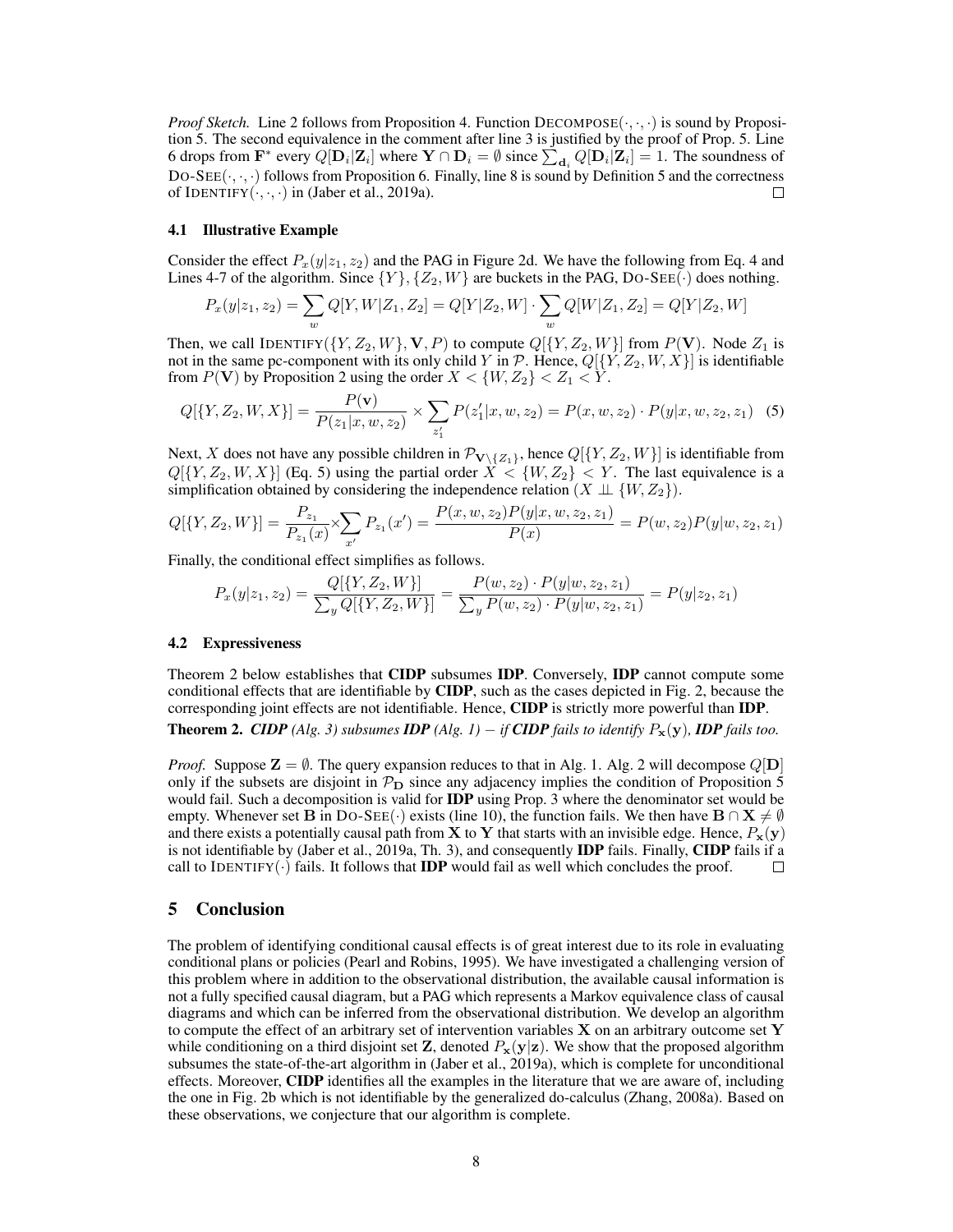*Proof Sketch.* Line 2 follows from Proposition 4. Function DECOMPOSE$(\cdot,\cdot,\cdot)$ is sound by Proposition 5. The second equivalence in the comment after line 3 is justified by the proof of Prop. 5. Line 6 drops from $\mathbf{F}^*$ every $Q[\mathbf{D}_i|\mathbf{Z}_i]$ where $\mathbf{Y} \cap \mathbf{D}_i = \emptyset$ since $\sum_{\mathbf{d}_i} Q[\mathbf{D}_i|\mathbf{Z}_i] = 1$. The soundness of DO-SEE$(\cdot,\cdot,\cdot)$ follows from Proposition 6. Finally, line 8 is sound by Definition 5 and the correctness of IDENTIFY$(\cdot,\cdot,\cdot)$ in (Jaber et al., 2019a). □

### 4.1 Illustrative Example

Consider the effect $P_x(y|z_1, z_2)$ and the PAG in Figure 2d. We have the following from Eq. 4 and Lines 4-7 of the algorithm. Since $\{Y\}, \{Z_2, W\}$ are buckets in the PAG, DO-SEE$(\cdot)$ does nothing.

$$P_x(y|z_1, z_2) = \sum_w Q[Y, W|Z_1, Z_2] = Q[Y|Z_2, W] \cdot \sum_w Q[W|Z_1, Z_2] = Q[Y|Z_2, W]$$

Then, we call IDENTIFY$(\{Y, Z_2, W\}, \mathbf{V}, P)$ to compute $Q[\{Y, Z_2, W\}]$ from $P(\mathbf{V})$. Node $Z_1$ is not in the same pc-component with its only child $Y$ in $\mathcal{P}$. Hence, $Q[\{Y, Z_2, W, X\}]$ is identifiable from $P(\mathbf{V})$ by Proposition 2 using the order $X < \{W, Z_2\} < Z_1 < Y$.

$$Q[\{Y, Z_2, W, X\}] = \frac{P(\mathbf{v})}{P(z_1|x, w, z_2)} \times \sum_{z'_1} P(z'_1|x, w, z_2) = P(x, w, z_2) \cdot P(y|x, w, z_2, z_1) \quad (5)$$

Next, $X$ does not have any possible children in $\mathcal{P}_{\mathbf{V}\setminus\{Z_1\}}$, hence $Q[\{Y, Z_2, W\}]$ is identifiable from $Q[\{Y, Z_2, W, X\}]$ (Eq. 5) using the partial order $X < \{W, Z_2\} < Y$. The last equivalence is a simplification obtained by considering the independence relation ($X \perp\!\!\!\perp \{W, Z_2\}$).

$$Q[\{Y, Z_2, W\}] = \frac{P_{z_1}}{P_{z_1}(x)} \times \sum_{x'} P_{z_1}(x') = \frac{P(x, w, z_2) P(y|x, w, z_2, z_1)}{P(x)} = P(w, z_2) P(y|w, z_2, z_1)$$

Finally, the conditional effect simplifies as follows.

$$P_x(y|z_1, z_2) = \frac{Q[\{Y, Z_2, W\}]}{\sum_y Q[\{Y, Z_2, W\}]} = \frac{P(w, z_2) \cdot P(y|w, z_2, z_1)}{\sum_y P(w, z_2) \cdot P(y|w, z_2, z_1)} = P(y|z_2, z_1)$$

### 4.2 Expressiveness

Theorem 2 below establishes that **CIDP** subsumes **IDP**. Conversely, **IDP** cannot compute some conditional effects that are identifiable by **CIDP**, such as the cases depicted in Fig. 2, because the corresponding joint effects are not identifiable. Hence, **CIDP** is strictly more powerful than **IDP**.

**Theorem 2.** ***CIDP** (Alg. 3) subsumes **IDP** (Alg. 1) – if **CIDP** fails to identify $P_{\mathbf{x}}(\mathbf{y})$, **IDP** fails too.*

*Proof.* Suppose $\mathbf{Z} = \emptyset$. The query expansion reduces to that in Alg. 1. Alg. 2 will decompose $Q[\mathbf{D}]$ only if the subsets are disjoint in $\mathcal{P}_{\mathbf{D}}$ since any adjacency implies the condition of Proposition 5 would fail. Such a decomposition is valid for **IDP** using Prop. 3 where the denominator set would be empty. Whenever set $\mathbf{B}$ in DO-SEE$(\cdot)$ exists (line 10), the function fails. We then have $\mathbf{B} \cap \mathbf{X} \neq \emptyset$ and there exists a potentially causal path from $\mathbf{X}$ to $\mathbf{Y}$ that starts with an invisible edge. Hence, $P_{\mathbf{x}}(\mathbf{y})$ is not identifiable by (Jaber et al., 2019a, Th. 3), and consequently **IDP** fails. Finally, **CIDP** fails if a call to IDENTIFY$(\cdot)$ fails. It follows that **IDP** would fail as well which concludes the proof. □

## 5 Conclusion

The problem of identifying conditional causal effects is of great interest due to its role in evaluating conditional plans or policies (Pearl and Robins, 1995). We have investigated a challenging version of this problem where in addition to the observational distribution, the available causal information is not a fully specified causal diagram, but a PAG which represents a Markov equivalence class of causal diagrams and which can be inferred from the observational distribution. We develop an algorithm to compute the effect of an arbitrary set of intervention variables $\mathbf{X}$ on an arbitrary outcome set $\mathbf{Y}$ while conditioning on a third disjoint set $\mathbf{Z}$, denoted $P_{\mathbf{x}}(\mathbf{y}|\mathbf{z})$. We show that the proposed algorithm subsumes the state-of-the-art algorithm in (Jaber et al., 2019a), which is complete for unconditional effects. Moreover, **CIDP** identifies all the examples in the literature that we are aware of, including the one in Fig. 2b which is not identifiable by the generalized do-calculus (Zhang, 2008a). Based on these observations, we conjecture that our algorithm is complete.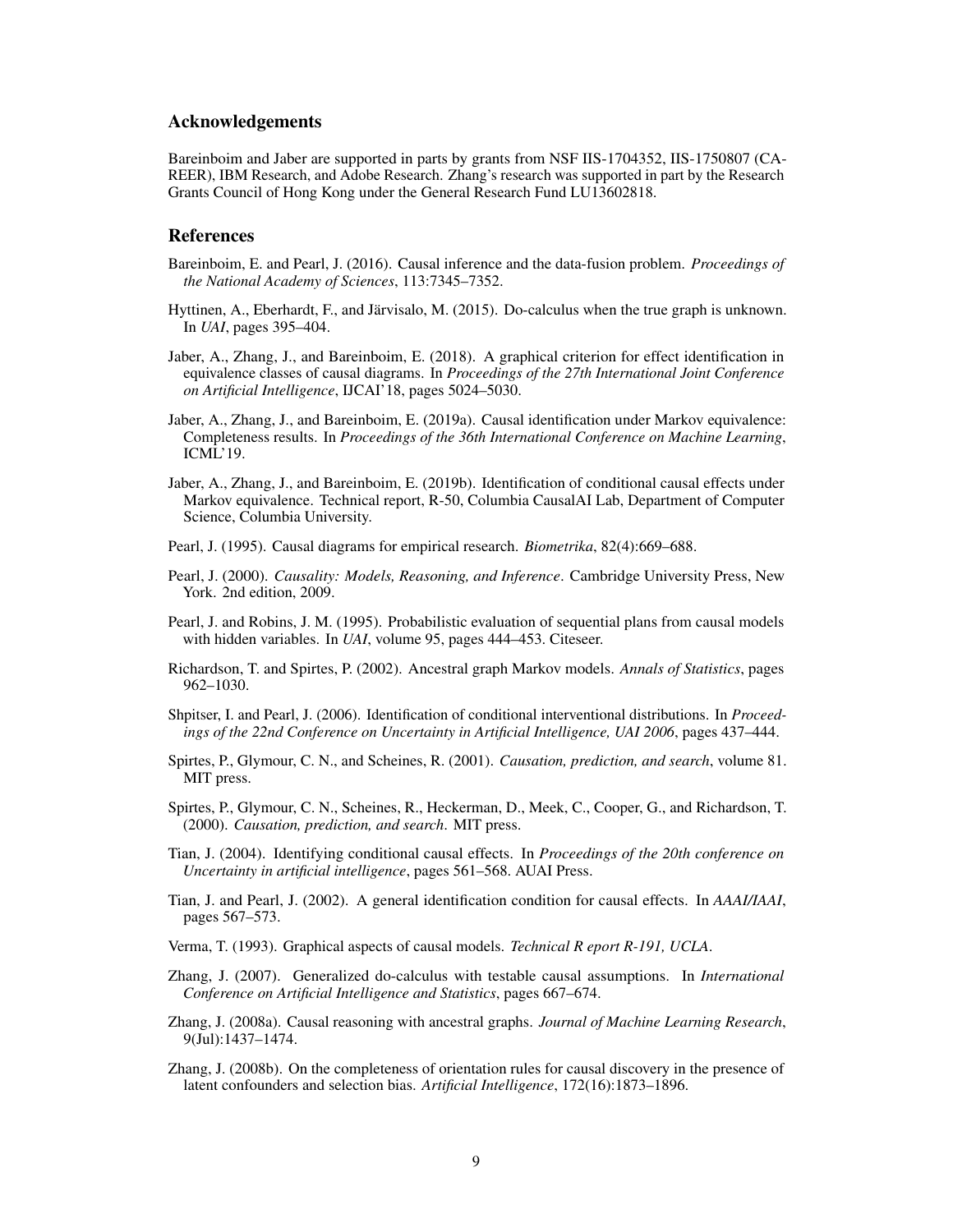## Acknowledgements

Bareinboim and Jaber are supported in parts by grants from NSF IIS-1704352, IIS-1750807 (CAREER), IBM Research, and Adobe Research. Zhang's research was supported in part by the Research Grants Council of Hong Kong under the General Research Fund LU13602818.

## References

Bareinboim, E. and Pearl, J. (2016). Causal inference and the data-fusion problem. *Proceedings of the National Academy of Sciences*, 113:7345–7352.

Hyttinen, A., Eberhardt, F., and Järvisalo, M. (2015). Do-calculus when the true graph is unknown. In *UAI*, pages 395–404.

Jaber, A., Zhang, J., and Bareinboim, E. (2018). A graphical criterion for effect identification in equivalence classes of causal diagrams. In *Proceedings of the 27th International Joint Conference on Artificial Intelligence*, IJCAI'18, pages 5024–5030.

Jaber, A., Zhang, J., and Bareinboim, E. (2019a). Causal identification under Markov equivalence: Completeness results. In *Proceedings of the 36th International Conference on Machine Learning*, ICML'19.

Jaber, A., Zhang, J., and Bareinboim, E. (2019b). Identification of conditional causal effects under Markov equivalence. Technical report, R-50, Columbia CausalAI Lab, Department of Computer Science, Columbia University.

Pearl, J. (1995). Causal diagrams for empirical research. *Biometrika*, 82(4):669–688.

Pearl, J. (2000). *Causality: Models, Reasoning, and Inference*. Cambridge University Press, New York. 2nd edition, 2009.

Pearl, J. and Robins, J. M. (1995). Probabilistic evaluation of sequential plans from causal models with hidden variables. In *UAI*, volume 95, pages 444–453. Citeseer.

Richardson, T. and Spirtes, P. (2002). Ancestral graph Markov models. *Annals of Statistics*, pages 962–1030.

Shpitser, I. and Pearl, J. (2006). Identification of conditional interventional distributions. In *Proceedings of the 22nd Conference on Uncertainty in Artificial Intelligence, UAI 2006*, pages 437–444.

Spirtes, P., Glymour, C. N., and Scheines, R. (2001). *Causation, prediction, and search*, volume 81. MIT press.

Spirtes, P., Glymour, C. N., Scheines, R., Heckerman, D., Meek, C., Cooper, G., and Richardson, T. (2000). *Causation, prediction, and search*. MIT press.

Tian, J. (2004). Identifying conditional causal effects. In *Proceedings of the 20th conference on Uncertainty in artificial intelligence*, pages 561–568. AUAI Press.

Tian, J. and Pearl, J. (2002). A general identification condition for causal effects. In *AAAI/IAAI*, pages 567–573.

Verma, T. (1993). Graphical aspects of causal models. *Technical R eport R-191, UCLA*.

Zhang, J. (2007). Generalized do-calculus with testable causal assumptions. In *International Conference on Artificial Intelligence and Statistics*, pages 667–674.

Zhang, J. (2008a). Causal reasoning with ancestral graphs. *Journal of Machine Learning Research*, 9(Jul):1437–1474.

Zhang, J. (2008b). On the completeness of orientation rules for causal discovery in the presence of latent confounders and selection bias. *Artificial Intelligence*, 172(16):1873–1896.